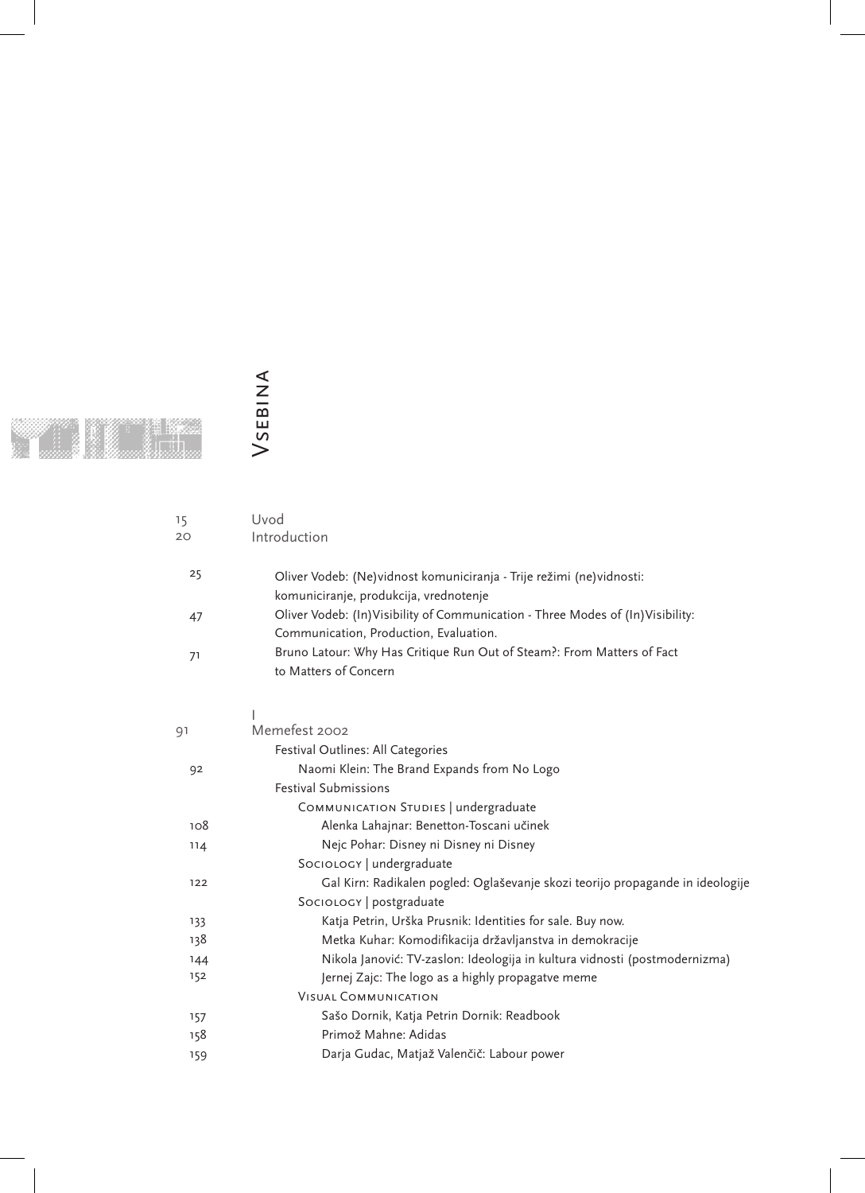# Vsebina

| | |
|---|---|
| 15 | Uvod |
| 20 | Introduction |
| 25 | Oliver Vodeb: (Ne)vidnost komuniciranja - Trije režimi (ne)vidnosti: komuniciranje, produkcija, vrednotenje |
| 47 | Oliver Vodeb: (In)Visibility of Communication - Three Modes of (In)Visibility: Communication, Production, Evaluation. |
| 71 | Bruno Latour: Why Has Critique Run Out of Steam?: From Matters of Fact to Matters of Concern |

## I

| | |
|---|---|
| 91 | Memefest 2002 |
| | Festival Outlines: All Categories |
| 92 | Naomi Klein: The Brand Expands from No Logo |
| | Festival Submissions |
| | Communication Studies \| undergraduate |
| 108 | Alenka Lahajnar: Benetton-Toscani učinek |
| 114 | Nejc Pohar: Disney ni Disney ni Disney |
| | Sociology \| undergraduate |
| 122 | Gal Kirn: Radikalen pogled: Oglaševanje skozi teorijo propagande in ideologije |
| | Sociology \| postgraduate |
| 133 | Katja Petrin, Urška Prusnik: Identities for sale. Buy now. |
| 138 | Metka Kuhar: Komodifikacija državljanstva in demokracije |
| 144 | Nikola Janović: TV-zaslon: Ideologija in kultura vidnosti (postmodernizma) |
| 152 | Jernej Zajc: The logo as a highly propagatve meme |
| | Visual Communication |
| 157 | Sašo Dornik, Katja Petrin Dornik: Readbook |
| 158 | Primož Mahne: Adidas |
| 159 | Darja Gudac, Matjaž Valenčič: Labour power |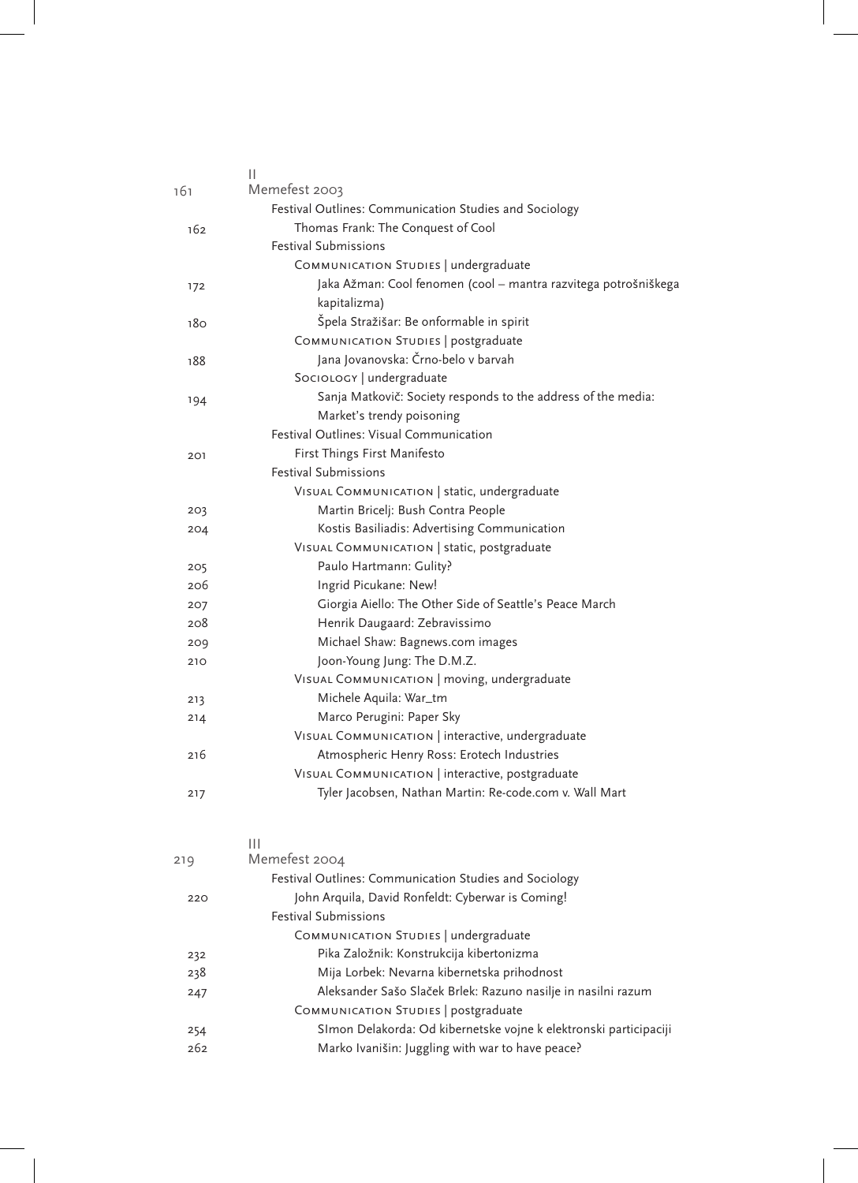## II

**161** Memefest 2003

- Festival Outlines: Communication Studies and Sociology
  - 162 Thomas Frank: The Conquest of Cool
- Festival Submissions
  - Communication Studies | undergraduate
    - 172 Jaka Ažman: Cool fenomen (cool – mantra razvitega potrošniškega kapitalizma)
    - 180 Špela Stražišar: Be onformable in spirit
  - Communication Studies | postgraduate
    - 188 Jana Jovanovska: Črno-belo v barvah
  - Sociology | undergraduate
    - 194 Sanja Matkovič: Society responds to the address of the media: Market's trendy poisoning
- Festival Outlines: Visual Communication
  - 201 First Things First Manifesto
- Festival Submissions
  - Visual Communication | static, undergraduate
    - 203 Martin Bricelj: Bush Contra People
    - 204 Kostis Basiliadis: Advertising Communication
  - Visual Communication | static, postgraduate
    - 205 Paulo Hartmann: Gulity?
    - 206 Ingrid Picukane: New!
    - 207 Giorgia Aiello: The Other Side of Seattle's Peace March
    - 208 Henrik Daugaard: Zebravissimo
    - 209 Michael Shaw: Bagnews.com images
    - 210 Joon-Young Jung: The D.M.Z.
  - Visual Communication | moving, undergraduate
    - 213 Michele Aquila: War_tm
    - 214 Marco Perugini: Paper Sky
  - Visual Communication | interactive, undergraduate
    - 216 Atmospheric Henry Ross: Erotech Industries
  - Visual Communication | interactive, postgraduate
    - 217 Tyler Jacobsen, Nathan Martin: Re-code.com v. Wall Mart

## III

**219** Memefest 2004

- Festival Outlines: Communication Studies and Sociology
  - 220 John Arquila, David Ronfeldt: Cyberwar is Coming!
- Festival Submissions
  - Communication Studies | undergraduate
    - 232 Pika Založnik: Konstrukcija kibertonizma
    - 238 Mija Lorbek: Nevarna kibernetska prihodnost
    - 247 Aleksander Sašo Slaček Brlek: Razuno nasilje in nasilni razum
  - Communication Studies | postgraduate
    - 254 SImon Delakorda: Od kibernetske vojne k elektronski participaciji
    - 262 Marko Ivanišin: Juggling with war to have peace?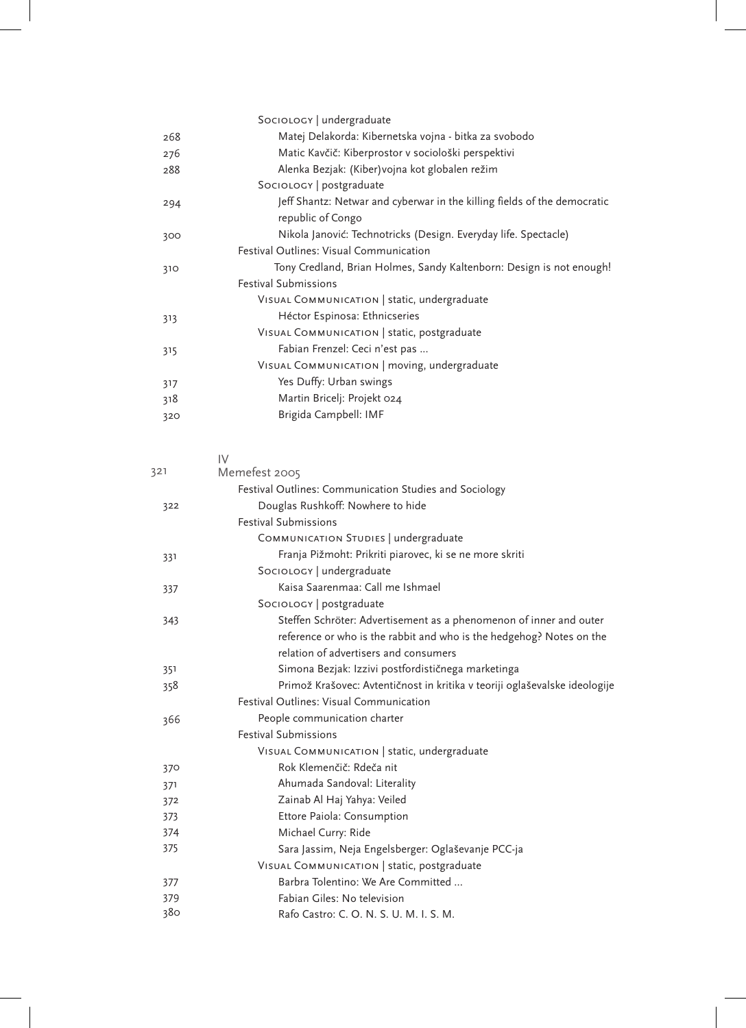Sociology | undergraduate

268 Matej Delakorda: Kibernetska vojna - bitka za svobodo

276 Matic Kavčič: Kiberprostor v sociološki perspektivi

288 Alenka Bezjak: (Kiber)vojna kot globalen režim

Sociology | postgraduate

294 Jeff Shantz: Netwar and cyberwar in the killing fields of the democratic republic of Congo

300 Nikola Janović: Technotricks (Design. Everyday life. Spectacle)

Festival Outlines: Visual Communication

310 Tony Credland, Brian Holmes, Sandy Kaltenborn: Design is not enough!

Festival Submissions

Visual Communication | static, undergraduate

313 Héctor Espinosa: Ethnicseries

Visual Communication | static, postgraduate

315 Fabian Frenzel: Ceci n'est pas ...

Visual Communication | moving, undergraduate

317 Yes Duffy: Urban swings

318 Martin Bricelj: Projekt 024

320 Brigida Campbell: IMF

## IV

## 321 Memefest 2005

Festival Outlines: Communication Studies and Sociology

322 Douglas Rushkoff: Nowhere to hide

Festival Submissions

Communication Studies | undergraduate

331 Franja Pižmoht: Prikriti piarovec, ki se ne more skriti

Sociology | undergraduate

337 Kaisa Saarenmaa: Call me Ishmael

Sociology | postgraduate

343 Steffen Schröter: Advertisement as a phenomenon of inner and outer reference or who is the rabbit and who is the hedgehog? Notes on the relation of advertisers and consumers

351 Simona Bezjak: Izzivi postfordističnega marketinga

358 Primož Krašovec: Avtentičnost in kritika v teoriji oglaševalske ideologije

Festival Outlines: Visual Communication

366 People communication charter

Festival Submissions

Visual Communication | static, undergraduate

370 Rok Klemenčič: Rdeča nit

371 Ahumada Sandoval: Literality

372 Zainab Al Haj Yahya: Veiled

373 Ettore Paiola: Consumption

374 Michael Curry: Ride

375 Sara Jassim, Neja Engelsberger: Oglaševanje PCC-ja

Visual Communication | static, postgraduate

377 Barbra Tolentino: We Are Committed ...

379 Fabian Giles: No television

380 Rafo Castro: C. O. N. S. U. M. I. S. M.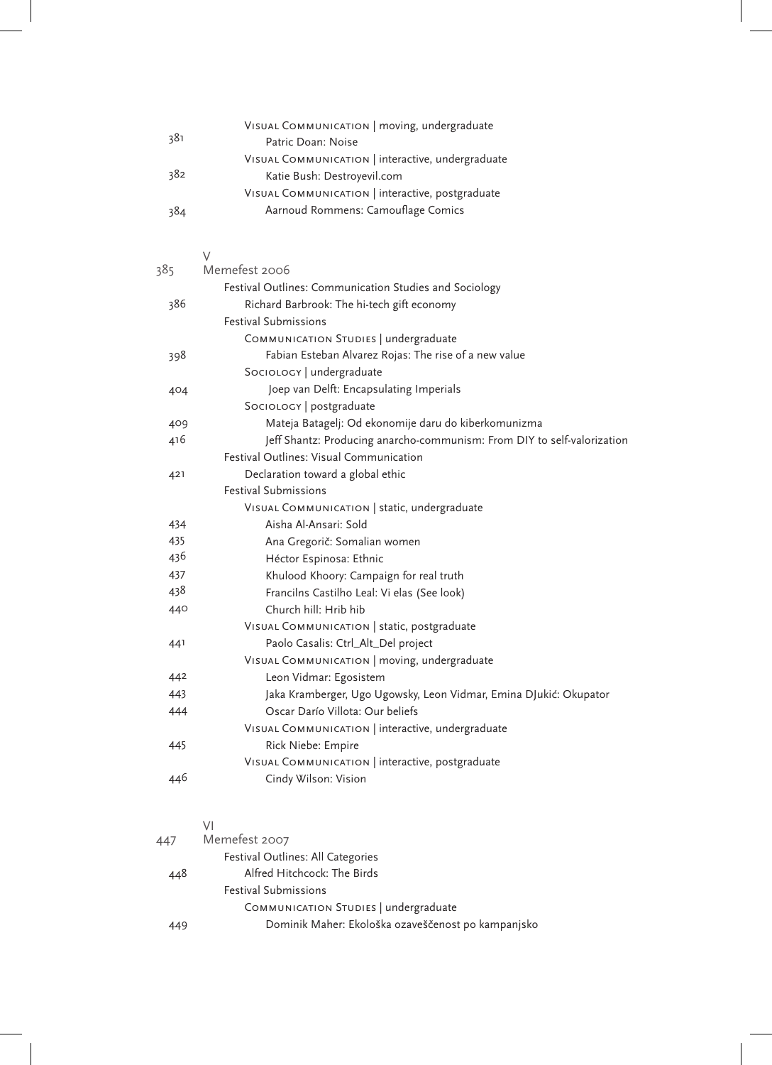Visual Communication | moving, undergraduate

381 Patric Doan: Noise

Visual Communication | interactive, undergraduate

382 Katie Bush: Destroyevil.com

Visual Communication | interactive, postgraduate

384 Aarnoud Rommens: Camouflage Comics

## V

## 385 Memefest 2006

Festival Outlines: Communication Studies and Sociology

386 Richard Barbrook: The hi-tech gift economy

Festival Submissions

Communication Studies | undergraduate

398 Fabian Esteban Alvarez Rojas: The rise of a new value

Sociology | undergraduate

404 Joep van Delft: Encapsulating Imperials

Sociology | postgraduate

409 Mateja Batagelj: Od ekonomije daru do kiberkomunizma

416 Jeff Shantz: Producing anarcho-communism: From DIY to self-valorization

Festival Outlines: Visual Communication

421 Declaration toward a global ethic

Festival Submissions

Visual Communication | static, undergraduate

434 Aisha Al-Ansari: Sold

435 Ana Gregorič: Somalian women

436 Héctor Espinosa: Ethnic

437 Khulood Khoory: Campaign for real truth

438 Francilns Castilho Leal: Vi elas (See look)

440 Church hill: Hrib hib

Visual Communication | static, postgraduate

441 Paolo Casalis: Ctrl_Alt_Del project

Visual Communication | moving, undergraduate

442 Leon Vidmar: Egosistem

443 Jaka Kramberger, Ugo Ugowsky, Leon Vidmar, Emina DJukić: Okupator

444 Oscar Darío Villota: Our beliefs

Visual Communication | interactive, undergraduate

445 Rick Niebe: Empire

Visual Communication | interactive, postgraduate

446 Cindy Wilson: Vision

## VI

## 447 Memefest 2007

Festival Outlines: All Categories

448 Alfred Hitchcock: The Birds

Festival Submissions

Communication Studies | undergraduate

449 Dominik Maher: Ekološka ozaveščenost po kampanjsko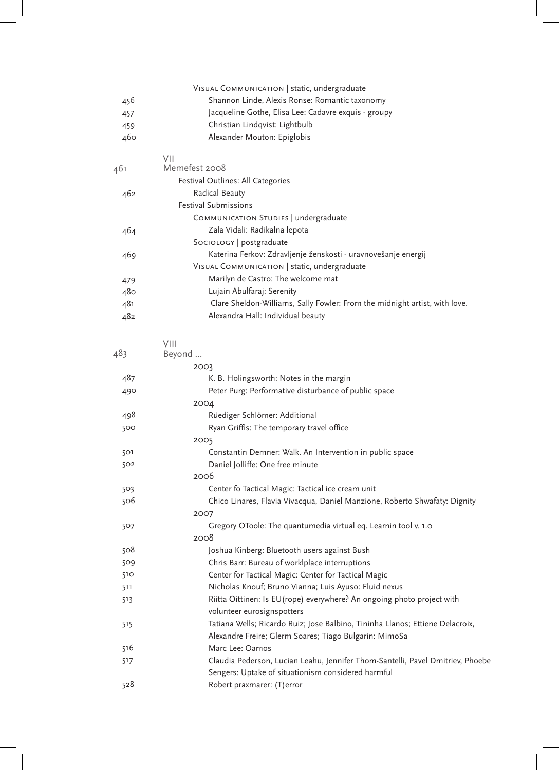Visual Communication | static, undergraduate

| | |
|---|---|
| 456 | Shannon Linde, Alexis Ronse: Romantic taxonomy |
| 457 | Jacqueline Gothe, Elisa Lee: Cadavre exquis - groupy |
| 459 | Christian Lindqvist: Lightbulb |
| 460 | Alexander Mouton: Epiglobis |

## VII

461 Memefest 2008

Festival Outlines: All Categories

| | |
|---|---|
| 462 | Radical Beauty |

Festival Submissions

Communication Studies | undergraduate

| | |
|---|---|
| 464 | Zala Vidali: Radikalna lepota |

Sociology | postgraduate

| | |
|---|---|
| 469 | Katerina Ferkov: Zdravljenje ženskosti - uravnovešanje energij |

Visual Communication | static, undergraduate

| | |
|---|---|
| 479 | Marilyn de Castro: The welcome mat |
| 480 | Lujain Abulfaraj: Serenity |
| 481 | Clare Sheldon-Williams, Sally Fowler: From the midnight artist, with love. |
| 482 | Alexandra Hall: Individual beauty |

## VIII

483 Beyond ...

2003

| | |
|---|---|
| 487 | K. B. Holingsworth: Notes in the margin |
| 490 | Peter Purg: Performative disturbance of public space |

2004

| | |
|---|---|
| 498 | Rüediger Schlömer: Additional |
| 500 | Ryan Griffis: The temporary travel office |

2005

| | |
|---|---|
| 501 | Constantin Demner: Walk. An Intervention in public space |
| 502 | Daniel Jolliffe: One free minute |

2006

| | |
|---|---|
| 503 | Center fo Tactical Magic: Tactical ice cream unit |
| 506 | Chico Linares, Flavia Vivacqua, Daniel Manzione, Roberto Shwafaty: Dignity |

2007

| | |
|---|---|
| 507 | Gregory OToole: The quantumedia virtual eq. Learnin tool v. 1.0 |

2008

| | |
|---|---|
| 508 | Joshua Kinberg: Bluetooth users against Bush |
| 509 | Chris Barr: Bureau of worklplace interruptions |
| 510 | Center for Tactical Magic: Center for Tactical Magic |
| 511 | Nicholas Knouf; Bruno Vianna; Luis Ayuso: Fluid nexus |
| 513 | Riitta Oittinen: Is EU(rope) everywhere? An ongoing photo project with volunteer eurosignspotters |
| 515 | Tatiana Wells; Ricardo Ruiz; Jose Balbino, Tininha Llanos; Ettiene Delacroix, Alexandre Freire; Glerm Soares; Tiago Bulgarin: MimoSa |
| 516 | Marc Lee: Oamos |
| 517 | Claudia Pederson, Lucian Leahu, Jennifer Thom-Santelli, Pavel Dmitriev, Phoebe Sengers: Uptake of situationism considered harmful |
| 528 | Robert praxmarer: (T)error |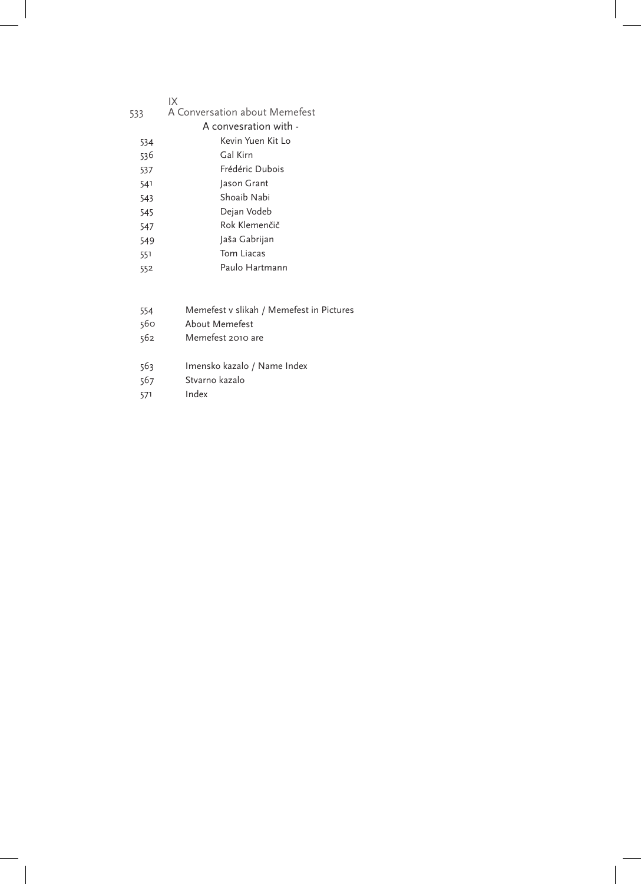IX

533 A Conversation about Memefest

A convesration with -

| | |
|---|---|
| 534 | Kevin Yuen Kit Lo |
| 536 | Gal Kirn |
| 537 | Frédéric Dubois |
| 541 | Jason Grant |
| 543 | Shoaib Nabi |
| 545 | Dejan Vodeb |
| 547 | Rok Klemenčič |
| 549 | Jaša Gabrijan |
| 551 | Tom Liacas |
| 552 | Paulo Hartmann |

| | |
|---|---|
| 554 | Memefest v slikah / Memefest in Pictures |
| 560 | About Memefest |
| 562 | Memefest 2010 are |

| | |
|---|---|
| 563 | Imensko kazalo / Name Index |
| 567 | Stvarno kazalo |
| 571 | Index |